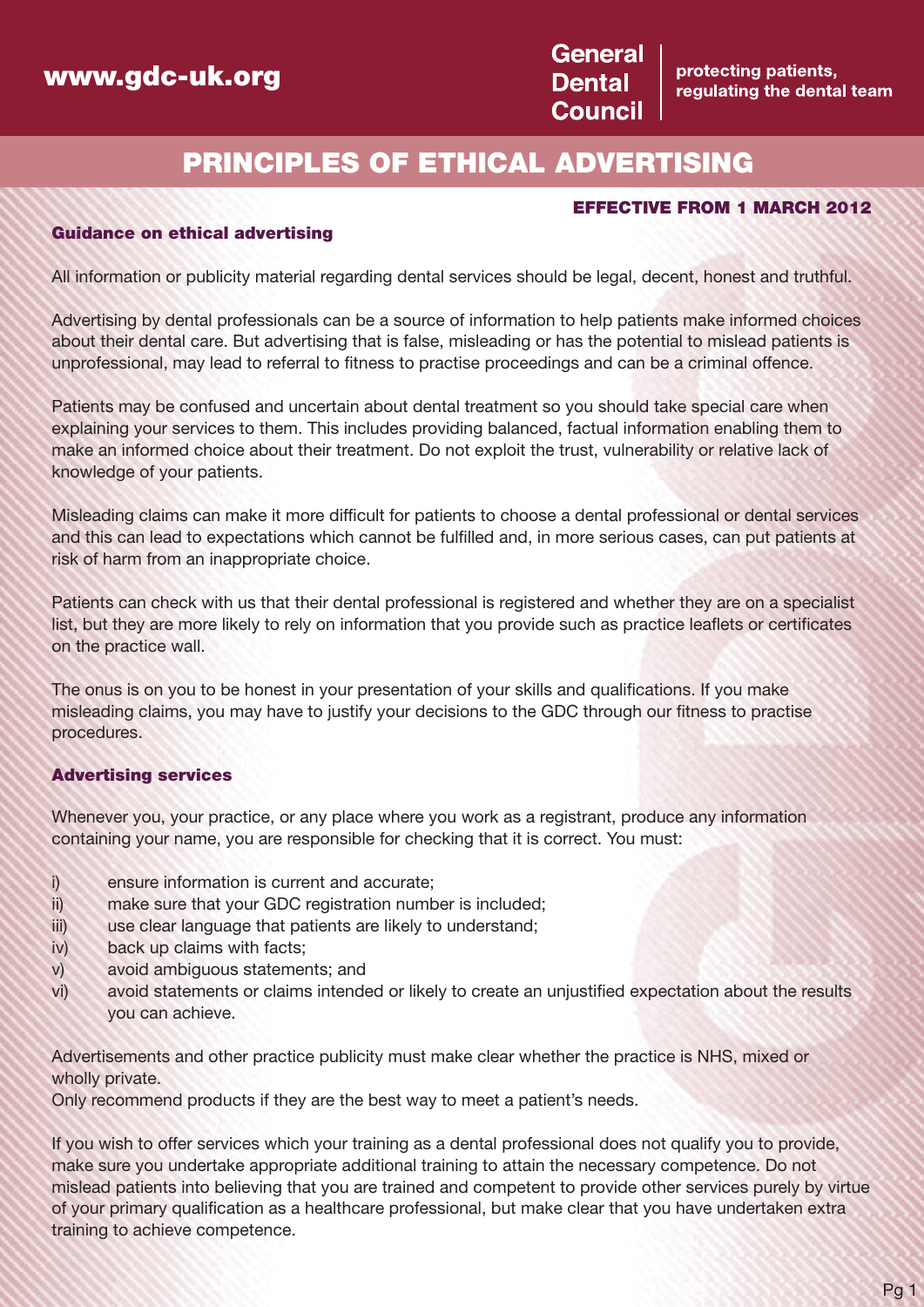www.gdc-uk.org

**General Dental Council** | protecting patients, regulating the dental team

# PRINCIPLES OF ETHICAL ADVERTISING

**EFFECTIVE FROM 1 MARCH 2012**

## Guidance on ethical advertising

All information or publicity material regarding dental services should be legal, decent, honest and truthful.

Advertising by dental professionals can be a source of information to help patients make informed choices about their dental care. But advertising that is false, misleading or has the potential to mislead patients is unprofessional, may lead to referral to fitness to practise proceedings and can be a criminal offence.

Patients may be confused and uncertain about dental treatment so you should take special care when explaining your services to them. This includes providing balanced, factual information enabling them to make an informed choice about their treatment. Do not exploit the trust, vulnerability or relative lack of knowledge of your patients.

Misleading claims can make it more difficult for patients to choose a dental professional or dental services and this can lead to expectations which cannot be fulfilled and, in more serious cases, can put patients at risk of harm from an inappropriate choice.

Patients can check with us that their dental professional is registered and whether they are on a specialist list, but they are more likely to rely on information that you provide such as practice leaflets or certificates on the practice wall.

The onus is on you to be honest in your presentation of your skills and qualifications. If you make misleading claims, you may have to justify your decisions to the GDC through our fitness to practise procedures.

## Advertising services

Whenever you, your practice, or any place where you work as a registrant, produce any information containing your name, you are responsible for checking that it is correct. You must:

i) ensure information is current and accurate;
ii) make sure that your GDC registration number is included;
iii) use clear language that patients are likely to understand;
iv) back up claims with facts;
v) avoid ambiguous statements; and
vi) avoid statements or claims intended or likely to create an unjustified expectation about the results you can achieve.

Advertisements and other practice publicity must make clear whether the practice is NHS, mixed or wholly private.
Only recommend products if they are the best way to meet a patient's needs.

If you wish to offer services which your training as a dental professional does not qualify you to provide, make sure you undertake appropriate additional training to attain the necessary competence. Do not mislead patients into believing that you are trained and competent to provide other services purely by virtue of your primary qualification as a healthcare professional, but make clear that you have undertaken extra training to achieve competence.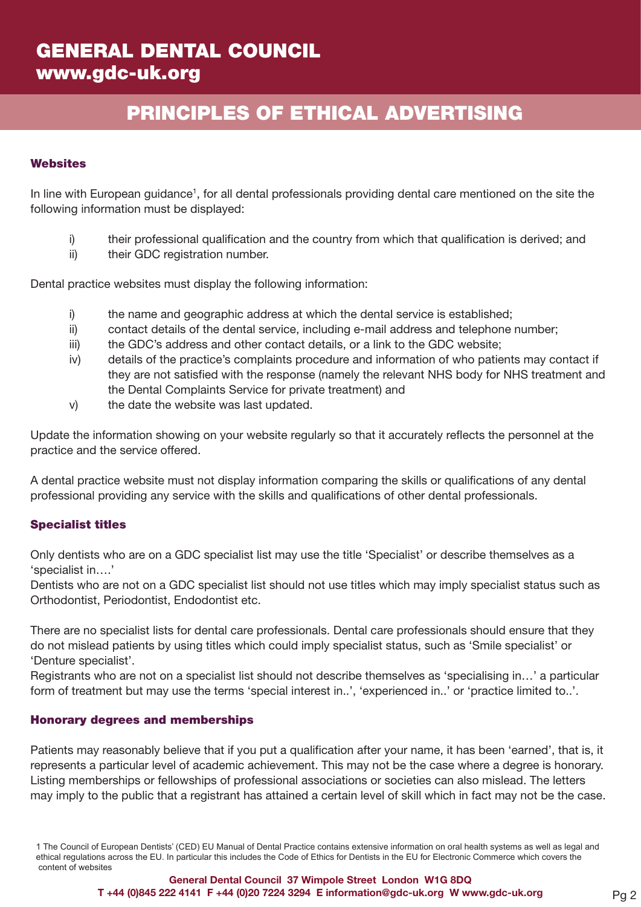# GENERAL DENTAL COUNCIL
www.gdc-uk.org

## PRINCIPLES OF ETHICAL ADVERTISING

### Websites

In line with European guidance[1], for all dental professionals providing dental care mentioned on the site the following information must be displayed:

i) their professional qualification and the country from which that qualification is derived; and
ii) their GDC registration number.

Dental practice websites must display the following information:

i) the name and geographic address at which the dental service is established;
ii) contact details of the dental service, including e-mail address and telephone number;
iii) the GDC's address and other contact details, or a link to the GDC website;
iv) details of the practice's complaints procedure and information of who patients may contact if they are not satisfied with the response (namely the relevant NHS body for NHS treatment and the Dental Complaints Service for private treatment) and
v) the date the website was last updated.

Update the information showing on your website regularly so that it accurately reflects the personnel at the practice and the service offered.

A dental practice website must not display information comparing the skills or qualifications of any dental professional providing any service with the skills and qualifications of other dental professionals.

### Specialist titles

Only dentists who are on a GDC specialist list may use the title 'Specialist' or describe themselves as a 'specialist in….'
Dentists who are not on a GDC specialist list should not use titles which may imply specialist status such as Orthodontist, Periodontist, Endodontist etc.

There are no specialist lists for dental care professionals. Dental care professionals should ensure that they do not mislead patients by using titles which could imply specialist status, such as 'Smile specialist' or 'Denture specialist'.
Registrants who are not on a specialist list should not describe themselves as 'specialising in…' a particular form of treatment but may use the terms 'special interest in..', 'experienced in..' or 'practice limited to..'.

### Honorary degrees and memberships

Patients may reasonably believe that if you put a qualification after your name, it has been 'earned', that is, it represents a particular level of academic achievement. This may not be the case where a degree is honorary. Listing memberships or fellowships of professional associations or societies can also mislead. The letters may imply to the public that a registrant has attained a certain level of skill which in fact may not be the case.

1 The Council of European Dentists' (CED) EU Manual of Dental Practice contains extensive information on oral health systems as well as legal and ethical regulations across the EU. In particular this includes the Code of Ethics for Dentists in the EU for Electronic Commerce which covers the content of websites

**General Dental Council 37 Wimpole Street London W1G 8DQ**
**T +44 (0)845 222 4141 F +44 (0)20 7224 3294 E information@gdc-uk.org W www.gdc-uk.org**